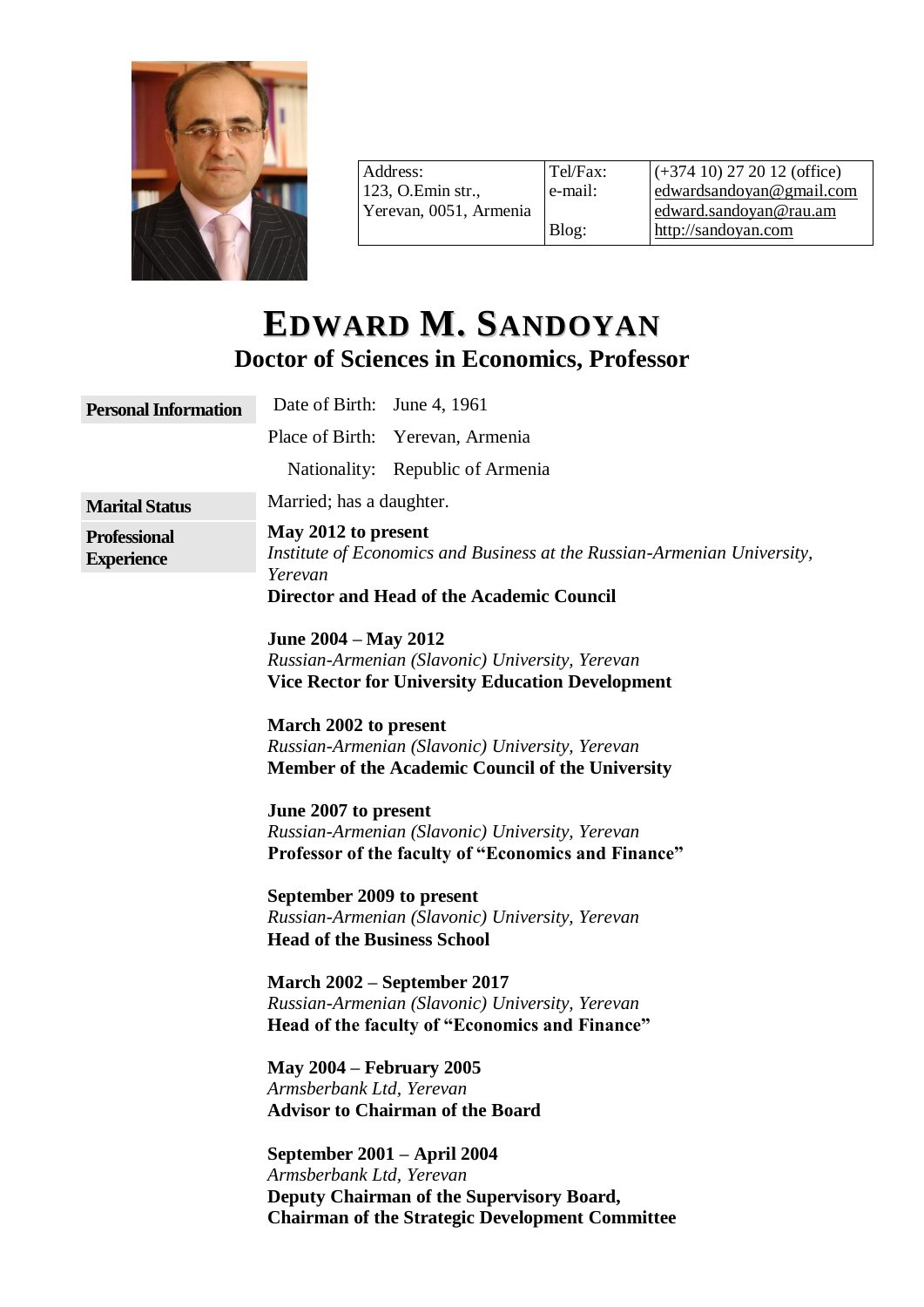| Address: 123, O.Emin str., Yerevan, 0051, Armenia | Tel/Fax: | (+374 10) 27 20 12 (office) |
|---|---|---|
| | e-mail: | edwardsandoyan@gmail.com edward.sandoyan@rau.am |
| | Blog: | http://sandoyan.com |

# EDWARD M. SANDOYAN

## Doctor of Sciences in Economics, Professor

**Personal Information**

Date of Birth: June 4, 1961

Place of Birth: Yerevan, Armenia

Nationality: Republic of Armenia

**Marital Status**

Married; has a daughter.

**Professional Experience**

**May 2012 to present**
*Institute of Economics and Business at the Russian-Armenian University, Yerevan*
**Director and Head of the Academic Council**

**June 2004 – May 2012**
*Russian-Armenian (Slavonic) University, Yerevan*
**Vice Rector for University Education Development**

**March 2002 to present**
*Russian-Armenian (Slavonic) University, Yerevan*
**Member of the Academic Council of the University**

**June 2007 to present**
*Russian-Armenian (Slavonic) University, Yerevan*
**Professor of the faculty of "Economics and Finance"**

**September 2009 to present**
*Russian-Armenian (Slavonic) University, Yerevan*
**Head of the Business School**

**March 2002 – September 2017**
*Russian-Armenian (Slavonic) University, Yerevan*
**Head of the faculty of "Economics and Finance"**

**May 2004 – February 2005**
*Armsberbank Ltd, Yerevan*
**Advisor to Chairman of the Board**

**September 2001 – April 2004**
*Armsberbank Ltd, Yerevan*
**Deputy Chairman of the Supervisory Board,**
**Chairman of the Strategic Development Committee**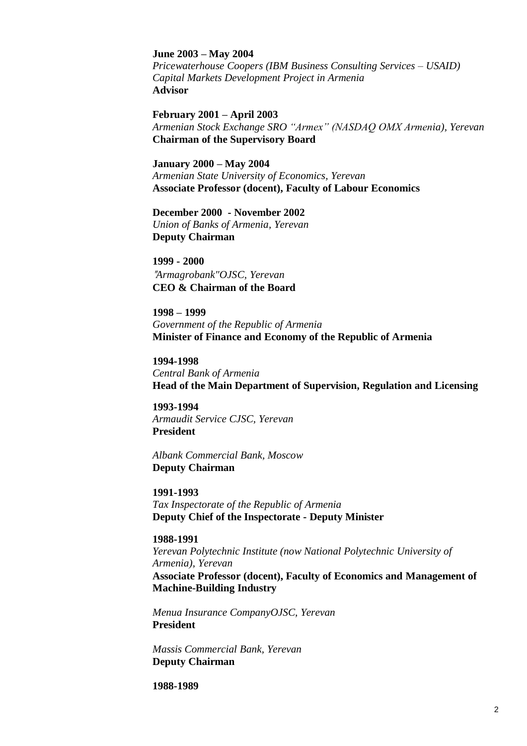**June 2003 – May 2004**
*Pricewaterhouse Coopers (IBM Business Consulting Services – USAID) Capital Markets Development Project in Armenia*
**Advisor**

**February 2001 – April 2003**
*Armenian Stock Exchange SRO "Armex" (NASDAQ OMX Armenia), Yerevan*
**Chairman of the Supervisory Board**

**January 2000 – May 2004**
*Armenian State University of Economics, Yerevan*
**Associate Professor (docent), Faculty of Labour Economics**

**December 2000 - November 2002**
*Union of Banks of Armenia, Yerevan*
**Deputy Chairman**

**1999 - 2000**
*"Armagrobank"OJSC, Yerevan*
**CEO & Chairman of the Board**

**1998 – 1999**
*Government of the Republic of Armenia*
**Minister of Finance and Economy of the Republic of Armenia**

**1994-1998**
*Central Bank of Armenia*
**Head of the Main Department of Supervision, Regulation and Licensing**

**1993-1994**
*Armaudit Service CJSC, Yerevan*
**President**

*Albank Commercial Bank, Moscow*
**Deputy Chairman**

**1991-1993**
*Tax Inspectorate of the Republic of Armenia*
**Deputy Chief of the Inspectorate - Deputy Minister**

**1988-1991**
*Yerevan Polytechnic Institute (now National Polytechnic University of Armenia), Yerevan*
**Associate Professor (docent), Faculty of Economics and Management of Machine-Building Industry**

*Menua Insurance CompanyOJSC, Yerevan*
**President**

*Massis Commercial Bank, Yerevan*
**Deputy Chairman**

**1988-1989**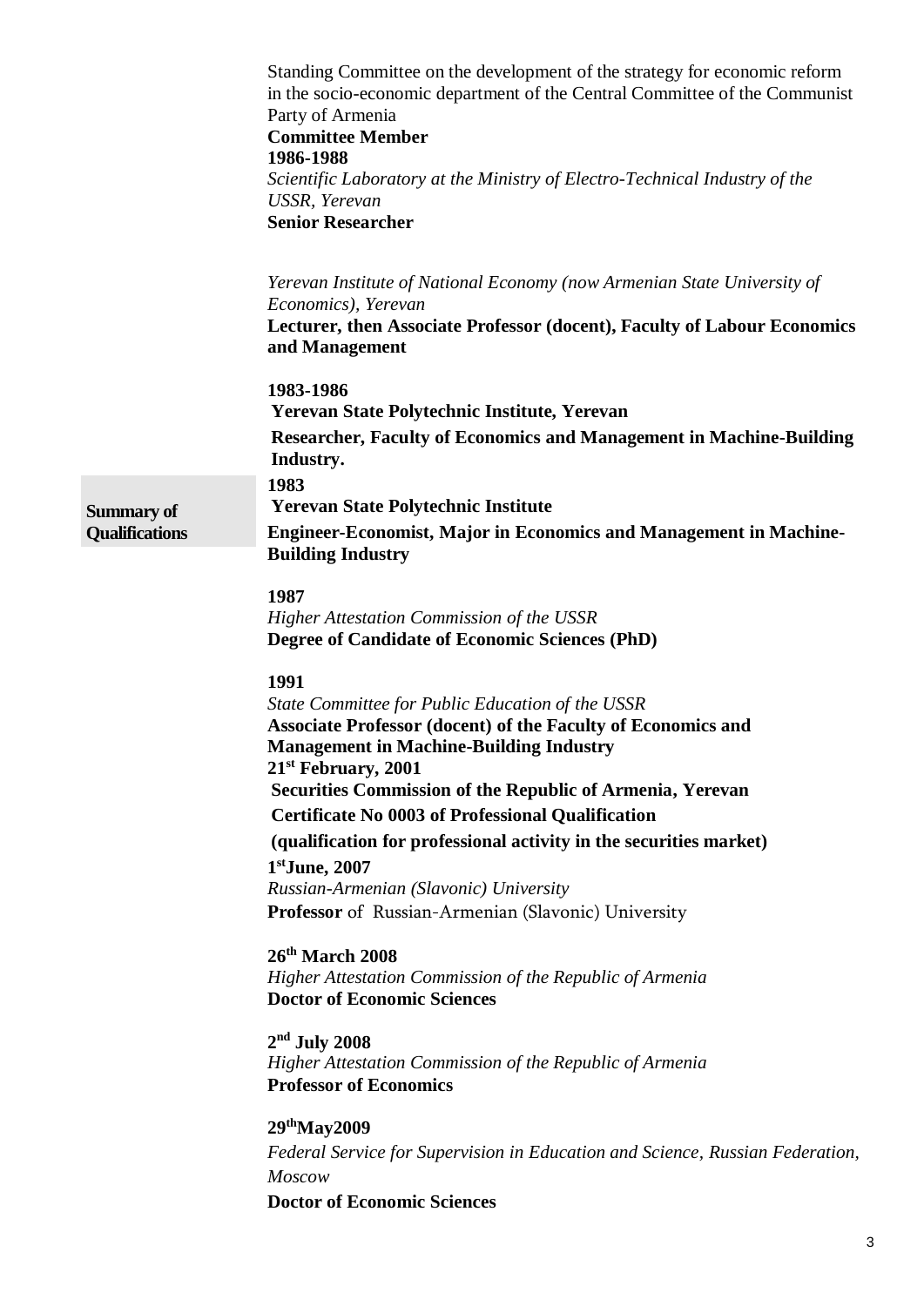Standing Committee on the development of the strategy for economic reform in the socio-economic department of the Central Committee of the Communist Party of Armenia
**Committee Member**
**1986-1988**
*Scientific Laboratory at the Ministry of Electro-Technical Industry of the USSR, Yerevan*
**Senior Researcher**

*Yerevan Institute of National Economy (now Armenian State University of Economics), Yerevan*
**Lecturer, then Associate Professor (docent), Faculty of Labour Economics and Management**

**1983-1986**
**Yerevan State Polytechnic Institute, Yerevan**
**Researcher, Faculty of Economics and Management in Machine-Building Industry.**

## Summary of Qualifications

**1983**
**Yerevan State Polytechnic Institute**
**Engineer-Economist, Major in Economics and Management in Machine-Building Industry**

**1987**
*Higher Attestation Commission of the USSR*
**Degree of Candidate of Economic Sciences (PhD)**

**1991**
*State Committee for Public Education of the USSR*
**Associate Professor (docent) of the Faculty of Economics and Management in Machine-Building Industry**
**21st February, 2001**
**Securities Commission of the Republic of Armenia, Yerevan**
**Certificate No 0003 of Professional Qualification**
**(qualification for professional activity in the securities market)**
**1st June, 2007**
*Russian-Armenian (Slavonic) University*
**Professor** of Russian-Armenian (Slavonic) University

**26th March 2008**
*Higher Attestation Commission of the Republic of Armenia*
**Doctor of Economic Sciences**

**2nd July 2008**
*Higher Attestation Commission of the Republic of Armenia*
**Professor of Economics**

**29th May 2009**
*Federal Service for Supervision in Education and Science, Russian Federation, Moscow*
**Doctor of Economic Sciences**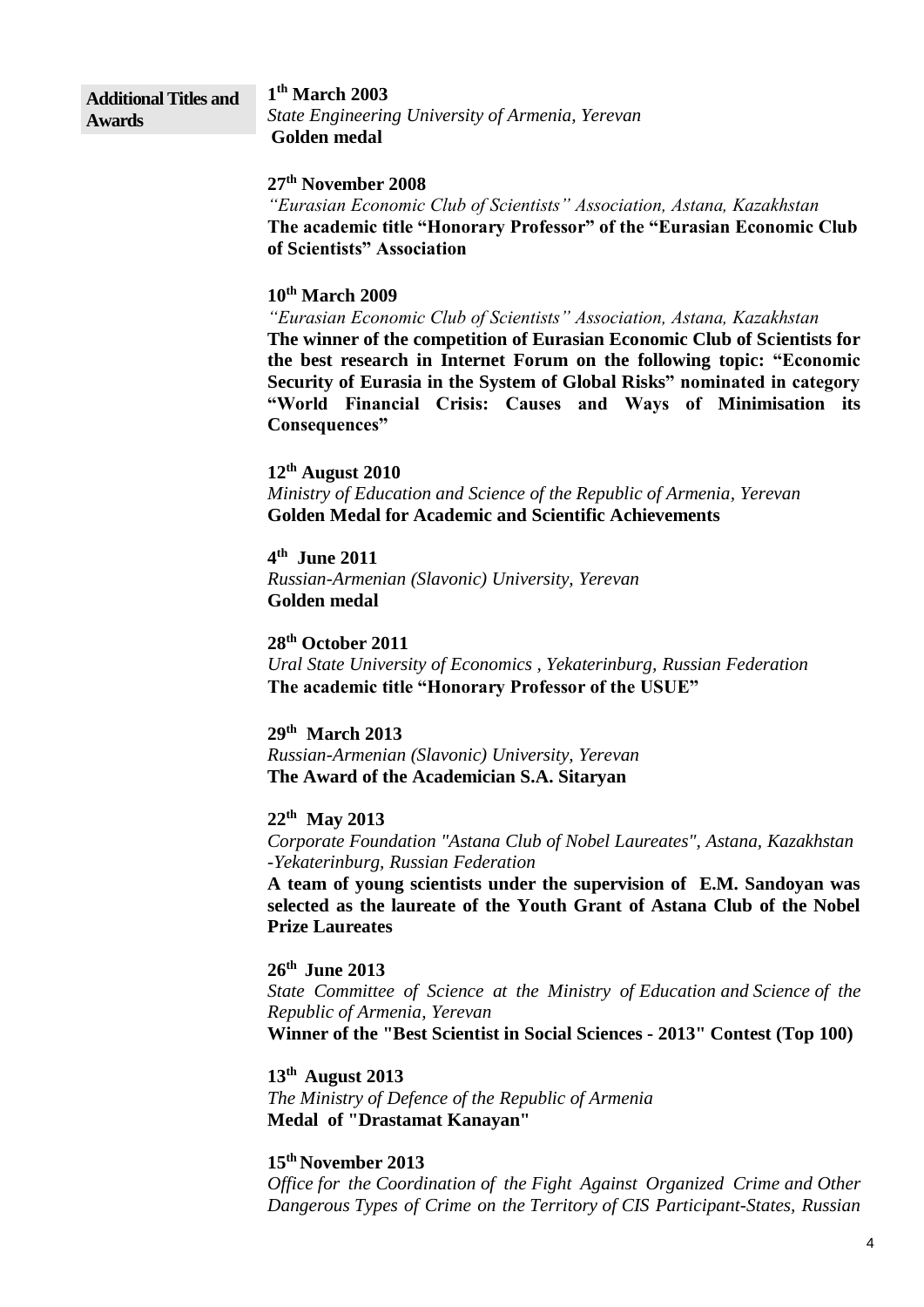**Additional Titles and Awards**

**1th March 2003**
*State Engineering University of Armenia, Yerevan*
**Golden medal**

**27th November 2008**
*"Eurasian Economic Club of Scientists" Association, Astana, Kazakhstan*
**The academic title "Honorary Professor" of the "Eurasian Economic Club of Scientists" Association**

**10th March 2009**
*"Eurasian Economic Club of Scientists" Association, Astana, Kazakhstan*
**The winner of the competition of Eurasian Economic Club of Scientists for the best research in Internet Forum on the following topic: "Economic Security of Eurasia in the System of Global Risks" nominated in category "World Financial Crisis: Causes and Ways of Minimisation its Consequences"**

**12th August 2010**
*Ministry of Education and Science of the Republic of Armenia, Yerevan*
**Golden Medal for Academic and Scientific Achievements**

**4th June 2011**
*Russian-Armenian (Slavonic) University, Yerevan*
**Golden medal**

**28th October 2011**
*Ural State University of Economics , Yekaterinburg, Russian Federation*
**The academic title "Honorary Professor of the USUE"**

**29th March 2013**
*Russian-Armenian (Slavonic) University, Yerevan*
**The Award of the Academician S.A. Sitaryan**

**22th May 2013**
*Corporate Foundation "Astana Club of Nobel Laureates", Astana, Kazakhstan -Yekaterinburg, Russian Federation*
**A team of young scientists under the supervision of E.M. Sandoyan was selected as the laureate of the Youth Grant of Astana Club of the Nobel Prize Laureates**

**26th June 2013**
*State Committee of Science at the Ministry of Education and Science of the Republic of Armenia, Yerevan*
**Winner of the "Best Scientist in Social Sciences - 2013" Contest (Top 100)**

**13th August 2013**
*The Ministry of Defence of the Republic of Armenia*
**Medal of "Drastamat Kanayan"**

**15th November 2013**
*Office for the Coordination of the Fight Against Organized Crime and Other Dangerous Types of Crime on the Territory of CIS Participant-States, Russian*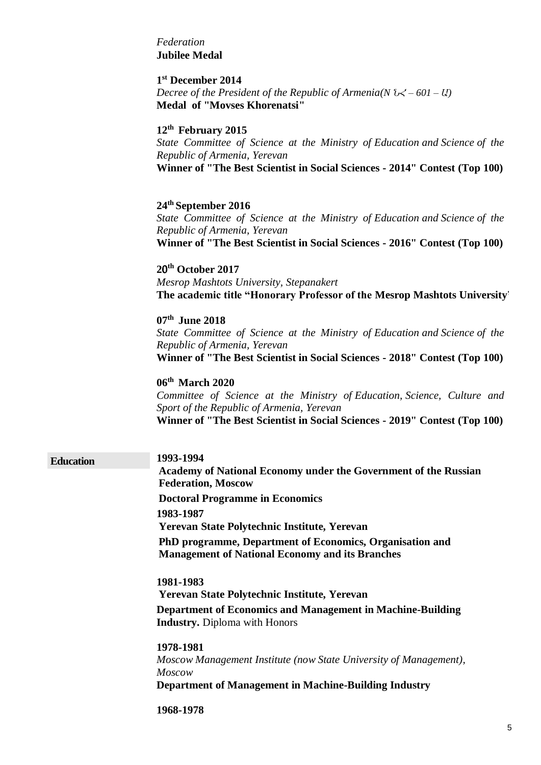*Federation*
**Jubilee Medal**

**1st December 2014**
*Decree of the President of the Republic of Armenia(N ՆՀ – 601 – Ա)*
**Medal of "Movses Khorenatsi"**

**12th February 2015**
*State Committee of Science at the Ministry of Education and Science of the Republic of Armenia, Yerevan*
**Winner of "The Best Scientist in Social Sciences - 2014" Contest (Top 100)**

**24th September 2016**
*State Committee of Science at the Ministry of Education and Science of the Republic of Armenia, Yerevan*
**Winner of "The Best Scientist in Social Sciences - 2016" Contest (Top 100)**

**20th October 2017**
*Mesrop Mashtots University, Stepanakert*
**The academic title "Honorary Professor of the Mesrop Mashtots University"**

**07th June 2018**
*State Committee of Science at the Ministry of Education and Science of the Republic of Armenia, Yerevan*
**Winner of "The Best Scientist in Social Sciences - 2018" Contest (Top 100)**

**06th March 2020**
*Committee of Science at the Ministry of Education, Science, Culture and Sport of the Republic of Armenia, Yerevan*
**Winner of "The Best Scientist in Social Sciences - 2019" Contest (Top 100)**

## Education

**1993-1994**
**Academy of National Economy under the Government of the Russian Federation, Moscow**
**Doctoral Programme in Economics**

**1983-1987**
**Yerevan State Polytechnic Institute, Yerevan**
**PhD programme, Department of Economics, Organisation and Management of National Economy and its Branches**

**1981-1983**
**Yerevan State Polytechnic Institute, Yerevan**
**Department of Economics and Management in Machine-Building Industry.** Diploma with Honors

**1978-1981**
*Moscow Management Institute (now State University of Management), Moscow*
**Department of Management in Machine-Building Industry**

**1968-1978**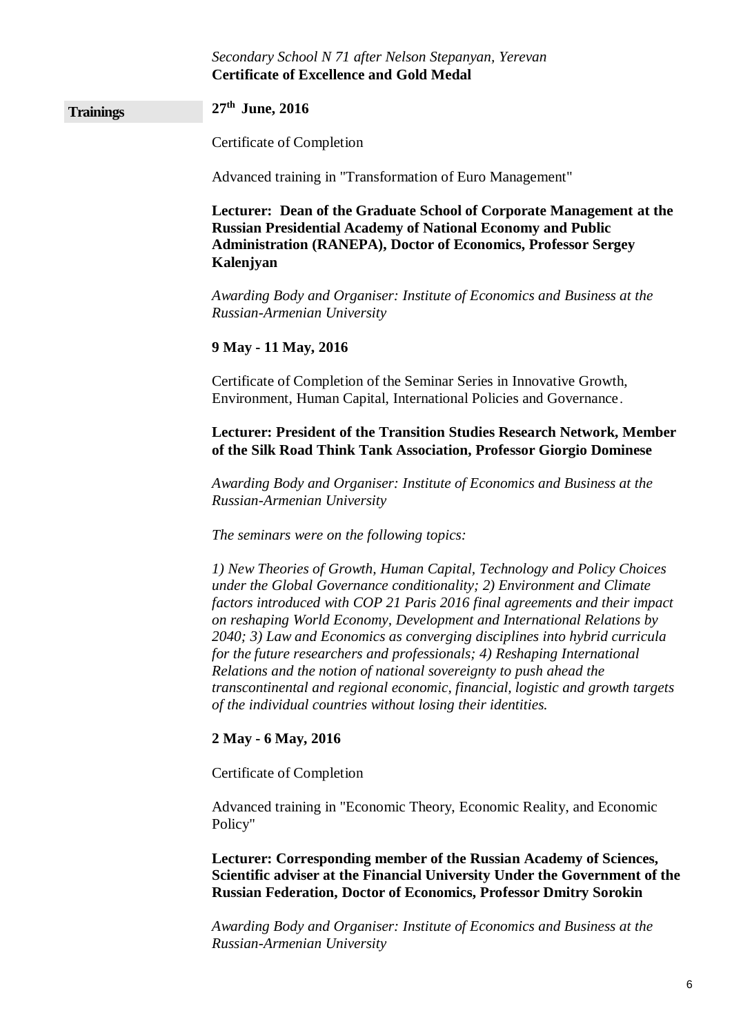*Secondary School N 71 after Nelson Stepanyan, Yerevan*
**Certificate of Excellence and Gold Medal**

## Trainings

**27th June, 2016**

Certificate of Completion

Advanced training in "Transformation of Euro Management"

**Lecturer: Dean of the Graduate School of Corporate Management at the Russian Presidential Academy of National Economy and Public Administration (RANEPA), Doctor of Economics, Professor Sergey Kalenjyan**

*Awarding Body and Organiser: Institute of Economics and Business at the Russian-Armenian University*

**9 May - 11 May, 2016**

Certificate of Completion of the Seminar Series in Innovative Growth, Environment, Human Capital, International Policies and Governance.

**Lecturer: President of the Transition Studies Research Network, Member of the Silk Road Think Tank Association, Professor Giorgio Dominese**

*Awarding Body and Organiser: Institute of Economics and Business at the Russian-Armenian University*

*The seminars were on the following topics:*

*1) New Theories of Growth, Human Capital, Technology and Policy Choices under the Global Governance conditionality; 2) Environment and Climate factors introduced with COP 21 Paris 2016 final agreements and their impact on reshaping World Economy, Development and International Relations by 2040; 3) Law and Economics as converging disciplines into hybrid curricula for the future researchers and professionals; 4) Reshaping International Relations and the notion of national sovereignty to push ahead the transcontinental and regional economic, financial, logistic and growth targets of the individual countries without losing their identities.*

**2 May - 6 May, 2016**

Certificate of Completion

Advanced training in "Economic Theory, Economic Reality, and Economic Policy"

**Lecturer: Corresponding member of the Russian Academy of Sciences, Scientific adviser at the Financial University Under the Government of the Russian Federation, Doctor of Economics, Professor Dmitry Sorokin**

*Awarding Body and Organiser: Institute of Economics and Business at the Russian-Armenian University*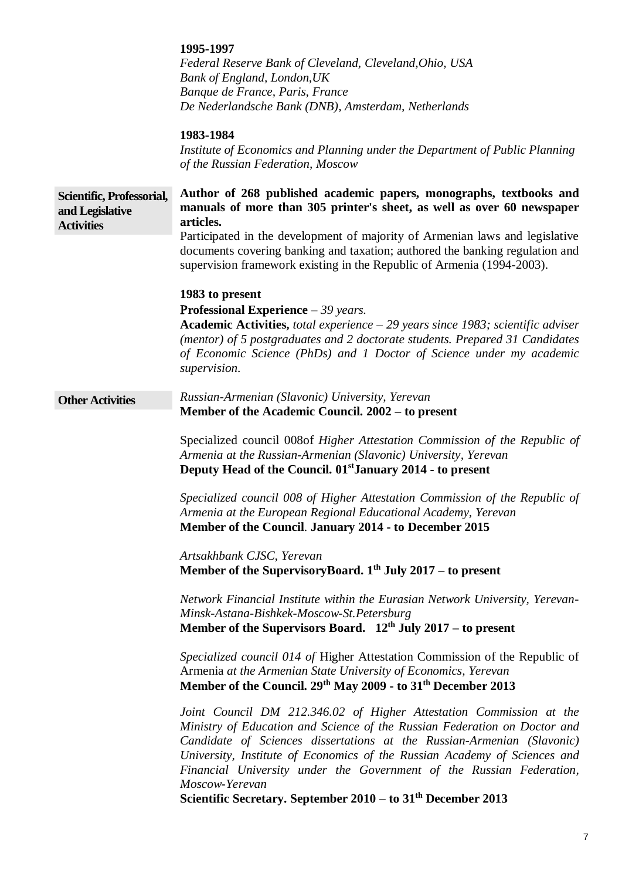**1995-1997**
*Federal Reserve Bank of Cleveland, Cleveland,Ohio, USA*
*Bank of England, London,UK*
*Banque de France, Paris, France*
*De Nederlandsche Bank (DNB), Amsterdam, Netherlands*

**1983-1984**
*Institute of Economics and Planning under the Department of Public Planning of the Russian Federation, Moscow*

**Scientific, Professorial, and Legislative Activities**

**Author of 268 published academic papers, monographs, textbooks and manuals of more than 305 printer's sheet, as well as over 60 newspaper articles.**
Participated in the development of majority of Armenian laws and legislative documents covering banking and taxation; authored the banking regulation and supervision framework existing in the Republic of Armenia (1994-2003).

**1983 to present**
**Professional Experience** – *39 years.*
**Academic Activities,** *total experience – 29 years since 1983; scientific adviser (mentor) of 5 postgraduates and 2 doctorate students. Prepared 31 Candidates of Economic Science (PhDs) and 1 Doctor of Science under my academic supervision.*

**Other Activities**

*Russian-Armenian (Slavonic) University, Yerevan*
**Member of the Academic Council. 2002 – to present**

Specialized council 008of *Higher Attestation Commission of the Republic of Armenia at the Russian-Armenian (Slavonic) University, Yerevan*
**Deputy Head of the Council. 01st January 2014 - to present**

*Specialized council 008 of Higher Attestation Commission of the Republic of Armenia at the European Regional Educational Academy, Yerevan*
**Member of the Council**. **January 2014 - to December 2015**

*Artsakhbank CJSC, Yerevan*
**Member of the SupervisoryBoard. 1th July 2017 – to present**

*Network Financial Institute within the Eurasian Network University, Yerevan-Minsk-Astana-Bishkek-Moscow-St.Petersburg*
**Member of the Supervisors Board. 12th July 2017 – to present**

*Specialized council 014 of* Higher Attestation Commission of the Republic of Armenia *at the Armenian State University of Economics, Yerevan*
**Member of the Council. 29th May 2009 - to 31th December 2013**

*Joint Council DM 212.346.02 of Higher Attestation Commission at the Ministry of Education and Science of the Russian Federation on Doctor and Candidate of Sciences dissertations at the Russian-Armenian (Slavonic) University, Institute of Economics of the Russian Academy of Sciences and Financial University under the Government of the Russian Federation, Moscow-Yerevan*
**Scientific Secretary. September 2010 – to 31th December 2013**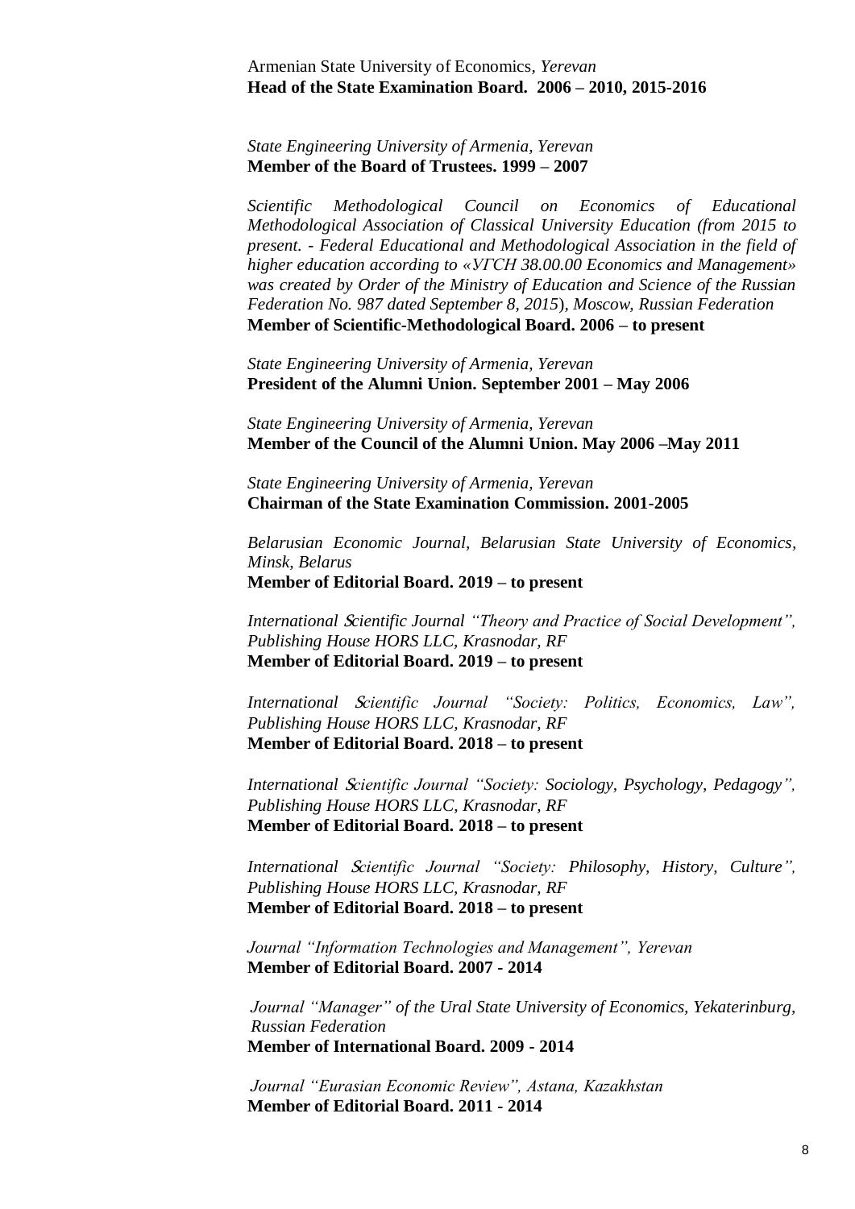Armenian State University of Economics, *Yerevan*
**Head of the State Examination Board. 2006 – 2010, 2015-2016**

*State Engineering University of Armenia, Yerevan*
**Member of the Board of Trustees. 1999 – 2007**

*Scientific Methodological Council on Economics of Educational Methodological Association of Classical University Education (from 2015 to present. - Federal Educational and Methodological Association in the field of higher education according to «УГСН 38.00.00 Economics and Management» was created by Order of the Ministry of Education and Science of the Russian Federation No. 987 dated September 8, 2015), Moscow, Russian Federation*
**Member of Scientific-Methodological Board. 2006 – to present**

*State Engineering University of Armenia, Yerevan*
**President of the Alumni Union. September 2001 – May 2006**

*State Engineering University of Armenia, Yerevan*
**Member of the Council of the Alumni Union. May 2006 –May 2011**

*State Engineering University of Armenia, Yerevan*
**Chairman of the State Examination Commission. 2001-2005**

*Belarusian Economic Journal, Belarusian State University of Economics, Minsk, Belarus*
**Member of Editorial Board. 2019 – to present**

*International Scientific Journal "Theory and Practice of Social Development", Publishing House HORS LLC, Krasnodar, RF*
**Member of Editorial Board. 2019 – to present**

*International Scientific Journal "Society: Politics, Economics, Law", Publishing House HORS LLC, Krasnodar, RF*
**Member of Editorial Board. 2018 – to present**

*International Scientific Journal "Society: Sociology, Psychology, Pedagogy", Publishing House HORS LLC, Krasnodar, RF*
**Member of Editorial Board. 2018 – to present**

*International Scientific Journal "Society: Philosophy, History, Culture", Publishing House HORS LLC, Krasnodar, RF*
**Member of Editorial Board. 2018 – to present**

*Journal "Information Technologies and Management", Yerevan*
**Member of Editorial Board. 2007 - 2014**

*Journal "Manager" of the Ural State University of Economics, Yekaterinburg, Russian Federation*
**Member of International Board. 2009 - 2014**

*Journal "Eurasian Economic Review", Astana, Kazakhstan*
**Member of Editorial Board. 2011 - 2014**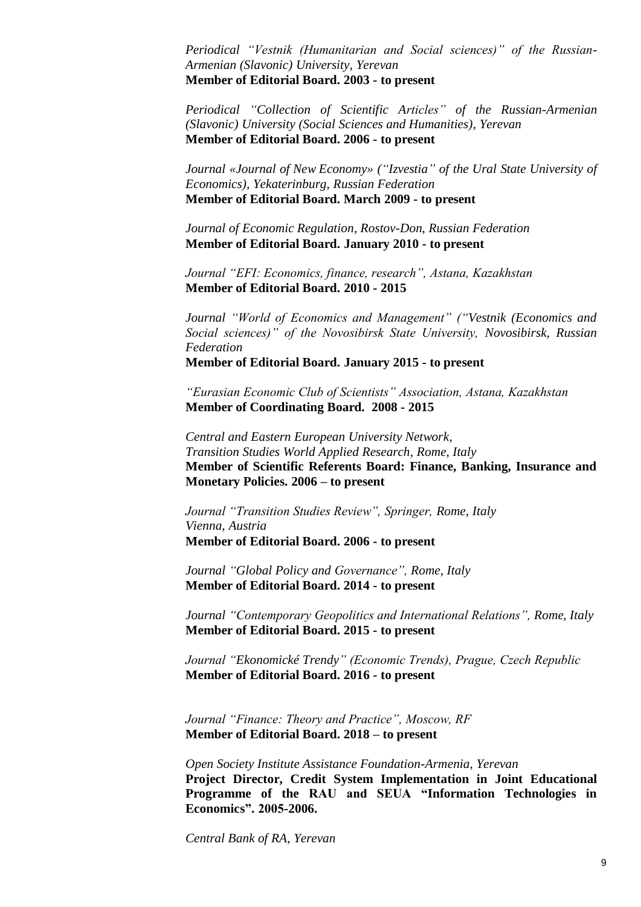*Periodical "Vestnik (Humanitarian and Social sciences)" of the Russian-Armenian (Slavonic) University, Yerevan*
**Member of Editorial Board. 2003 - to present**

*Periodical "Collection of Scientific Articles" of the Russian-Armenian (Slavonic) University (Social Sciences and Humanities), Yerevan*
**Member of Editorial Board. 2006 - to present**

*Journal «Journal of New Economy» ("Izvestia" of the Ural State University of Economics), Yekaterinburg, Russian Federation*
**Member of Editorial Board. March 2009 - to present**

*Journal of Economic Regulation, Rostov-Don, Russian Federation*
**Member of Editorial Board. January 2010 - to present**

*Journal "EFI: Economics, finance, research", Astana, Kazakhstan*
**Member of Editorial Board. 2010 - 2015**

*Journal "World of Economics and Management" ("Vestnik (Economics and Social sciences)" of the Novosibirsk State University, Novosibirsk, Russian Federation*
**Member of Editorial Board. January 2015 - to present**

*"Eurasian Economic Club of Scientists" Association, Astana, Kazakhstan*
**Member of Coordinating Board. 2008 - 2015**

*Central and Eastern European University Network,*
*Transition Studies World Applied Research, Rome, Italy*
**Member of Scientific Referents Board: Finance, Banking, Insurance and Monetary Policies. 2006 – to present**

*Journal "Transition Studies Review", Springer, Rome, Italy*
*Vienna, Austria*
**Member of Editorial Board. 2006 - to present**

*Journal "Global Policy and Governance", Rome, Italy*
**Member of Editorial Board. 2014 - to present**

*Journal "Contemporary Geopolitics and International Relations", Rome, Italy*
**Member of Editorial Board. 2015 - to present**

*Journal "Ekonomické Trendy" (Economic Trends), Prague, Czech Republic*
**Member of Editorial Board. 2016 - to present**

*Journal "Finance: Theory and Practice", Moscow, RF*
**Member of Editorial Board. 2018 – to present**

*Open Society Institute Assistance Foundation-Armenia, Yerevan*
**Project Director, Credit System Implementation in Joint Educational Programme of the RAU and SEUA "Information Technologies in Economics". 2005-2006.**

*Central Bank of RA, Yerevan*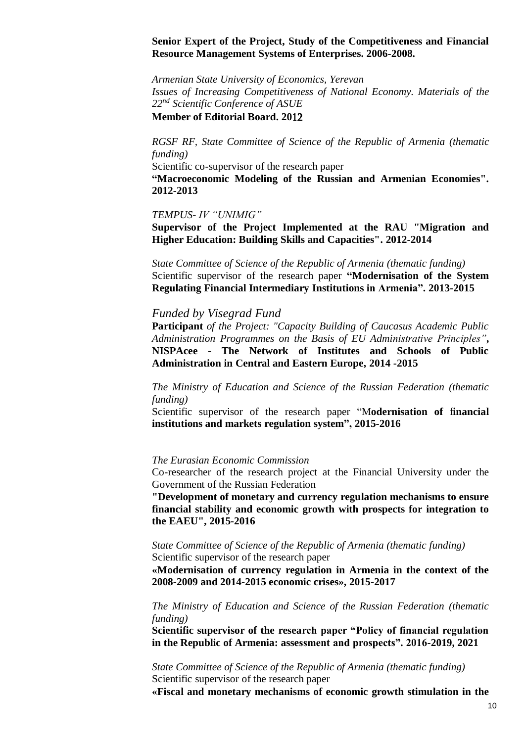**Senior Expert of the Project, Study of the Competitiveness and Financial Resource Management Systems of Enterprises. 2006-2008.**

*Armenian State University of Economics, Yerevan*
*Issues of Increasing Competitiveness of National Economy. Materials of the 22nd Scientific Conference of ASUE*
**Member of Editorial Board. 2012**

*RGSF RF, State Committee of Science of the Republic of Armenia (thematic funding)*
Scientific co-supervisor of the research paper
**"Macroeconomic Modeling of the Russian and Armenian Economies". 2012-2013**

*TEMPUS- IV "UNIMIG"*
**Supervisor of the Project Implemented at the RAU "Migration and Higher Education: Building Skills and Capacities". 2012-2014**

*State Committee of Science of the Republic of Armenia (thematic funding)*
Scientific supervisor of the research paper **"Modernisation of the System Regulating Financial Intermediary Institutions in Armenia". 2013-2015**

*Funded by Visegrad Fund*
**Participant** *of the Project: "Capacity Building of Caucasus Academic Public Administration Programmes on the Basis of EU Administrative Principles"***, NISPAcee - The Network of Institutes and Schools of Public Administration in Central and Eastern Europe, 2014 -2015**

*The Ministry of Education and Science of the Russian Federation (thematic funding)*
Scientific supervisor of the research paper "M**odernisation of financial institutions and markets regulation system", 2015-2016**

*The Eurasian Economic Commission*
Co-researcher of the research project at the Financial University under the Government of the Russian Federation
**"Development of monetary and currency regulation mechanisms to ensure financial stability and economic growth with prospects for integration to the EAEU", 2015-2016**

*State Committee of Science of the Republic of Armenia (thematic funding)*
Scientific supervisor of the research paper
**«Modernisation of currency regulation in Armenia in the context of the 2008-2009 and 2014-2015 economic crises», 2015-2017**

*The Ministry of Education and Science of the Russian Federation (thematic funding)*
**Scientific supervisor of the research paper "Policy of financial regulation in the Republic of Armenia: assessment and prospects". 2016-2019, 2021**

*State Committee of Science of the Republic of Armenia (thematic funding)*
Scientific supervisor of the research paper
**«Fiscal and monetary mechanisms of economic growth stimulation in the**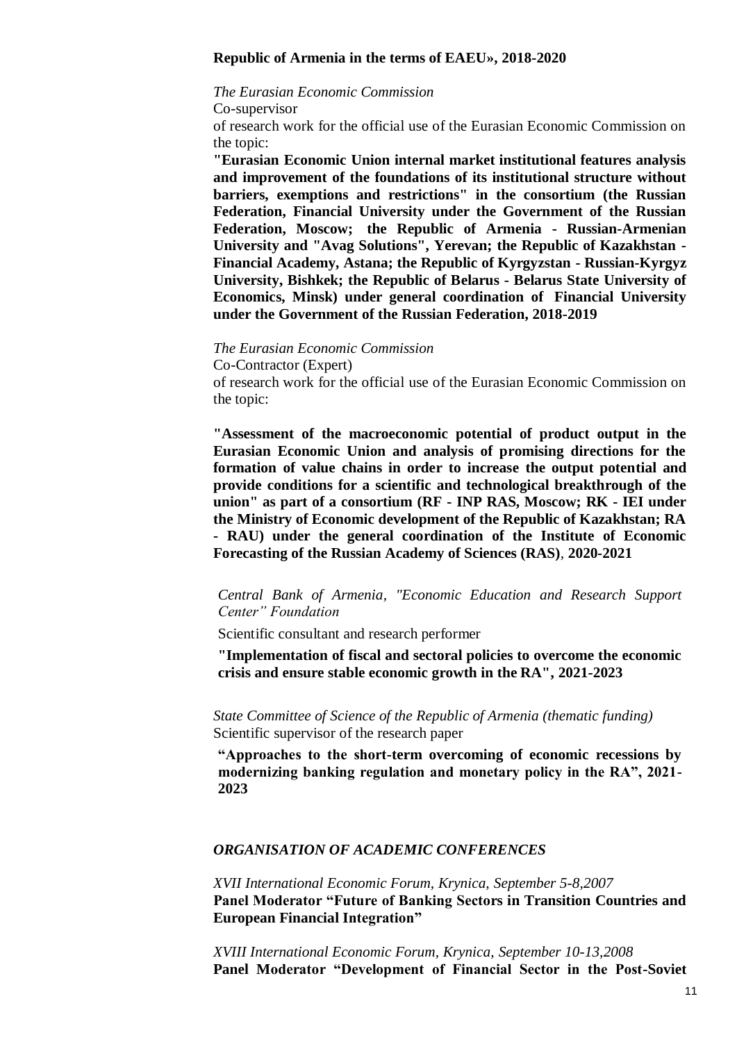**Republic of Armenia in the terms of EAEU», 2018-2020**

*The Eurasian Economic Commission*

Co-supervisor

of research work for the official use of the Eurasian Economic Commission on the topic:

**"Eurasian Economic Union internal market institutional features analysis and improvement of the foundations of its institutional structure without barriers, exemptions and restrictions" in the consortium (the Russian Federation, Financial University under the Government of the Russian Federation, Moscow; the Republic of Armenia - Russian-Armenian University and "Avag Solutions", Yerevan; the Republic of Kazakhstan - Financial Academy, Astana; the Republic of Kyrgyzstan - Russian-Kyrgyz University, Bishkek; the Republic of Belarus - Belarus State University of Economics, Minsk) under general coordination of Financial University under the Government of the Russian Federation, 2018-2019**

*The Eurasian Economic Commission*

Co-Contractor (Expert)

of research work for the official use of the Eurasian Economic Commission on the topic:

**"Assessment of the macroeconomic potential of product output in the Eurasian Economic Union and analysis of promising directions for the formation of value chains in order to increase the output potential and provide conditions for a scientific and technological breakthrough of the union" as part of a consortium (RF - INP RAS, Moscow; RK - IEI under the Ministry of Economic development of the Republic of Kazakhstan; RA - RAU) under the general coordination of the Institute of Economic Forecasting of the Russian Academy of Sciences (RAS), 2020-2021**

*Central Bank of Armenia, "Economic Education and Research Support Center" Foundation*

Scientific consultant and research performer

**"Implementation of fiscal and sectoral policies to overcome the economic crisis and ensure stable economic growth in the RA", 2021-2023**

*State Committee of Science of the Republic of Armenia (thematic funding)*

Scientific supervisor of the research paper

**"Approaches to the short-term overcoming of economic recessions by modernizing banking regulation and monetary policy in the RA", 2021-2023**

## *ORGANISATION OF ACADEMIC CONFERENCES*

*XVII International Economic Forum, Krynica, September 5-8,2007*

**Panel Moderator "Future of Banking Sectors in Transition Countries and European Financial Integration"**

*XVIII International Economic Forum, Krynica, September 10-13,2008*

**Panel Moderator "Development of Financial Sector in the Post-Soviet**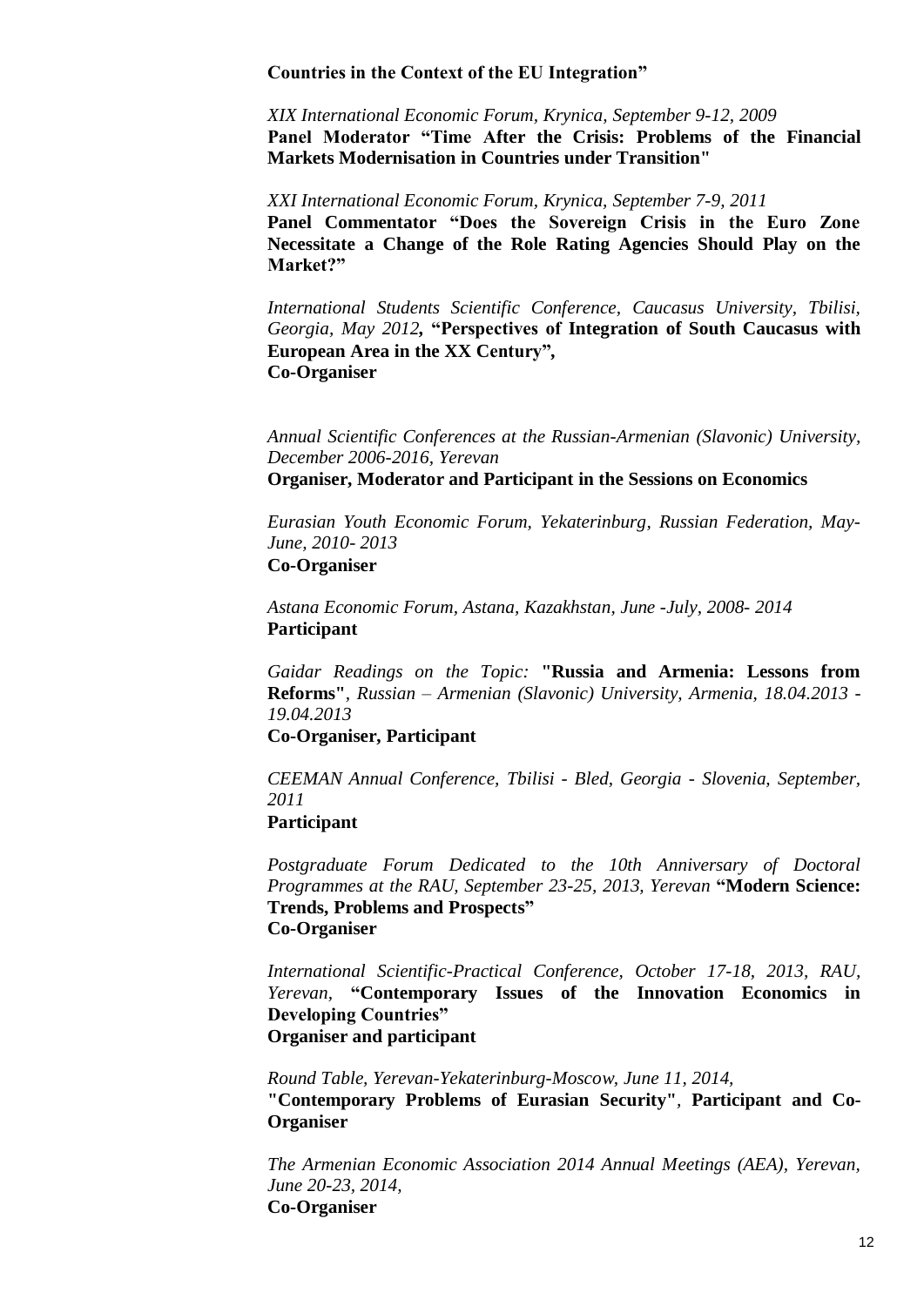**Countries in the Context of the EU Integration”**

*XIX International Economic Forum, Krynica, September 9-12, 2009*
**Panel Moderator “Time After the Crisis: Problems of the Financial Markets Modernisation in Countries under Transition"**

*XXI International Economic Forum, Krynica, September 7-9, 2011*
**Panel Commentator “Does the Sovereign Crisis in the Euro Zone Necessitate a Change of the Role Rating Agencies Should Play on the Market?”**

*International Students Scientific Conference, Caucasus University, Tbilisi, Georgia, May 2012*, **“Perspectives of Integration of South Caucasus with European Area in the XX Century”,**
**Co-Organiser**

*Annual Scientific Conferences at the Russian-Armenian (Slavonic) University, December 2006-2016, Yerevan*
**Organiser, Moderator and Participant in the Sessions on Economics**

*Eurasian Youth Economic Forum, Yekaterinburg, Russian Federation, May-June, 2010- 2013*
**Co-Organiser**

*Astana Economic Forum, Astana, Kazakhstan, June -July, 2008- 2014*
**Participant**

*Gaidar Readings on the Topic:* **"Russia and Armenia: Lessons from Reforms"**, *Russian – Armenian (Slavonic) University, Armenia, 18.04.2013 - 19.04.2013*
**Co-Organiser, Participant**

*CEEMAN Annual Conference, Tbilisi - Bled, Georgia - Slovenia, September, 2011*
**Participant**

*Postgraduate Forum Dedicated to the 10th Anniversary of Doctoral Programmes at the RAU, September 23-25, 2013, Yerevan* **“Modern Science: Trends, Problems and Prospects”**
**Co-Organiser**

*International Scientific-Practical Conference, October 17-18, 2013, RAU, Yerevan,* **“Contemporary Issues of the Innovation Economics in Developing Countries”**
**Organiser and participant**

*Round Table, Yerevan-Yekaterinburg-Moscow, June 11, 2014,*
**"Contemporary Problems of Eurasian Security"**, **Participant and Co-Organiser**

*The Armenian Economic Association 2014 Annual Meetings (AEA), Yerevan, June 20-23, 2014,*
**Co-Organiser**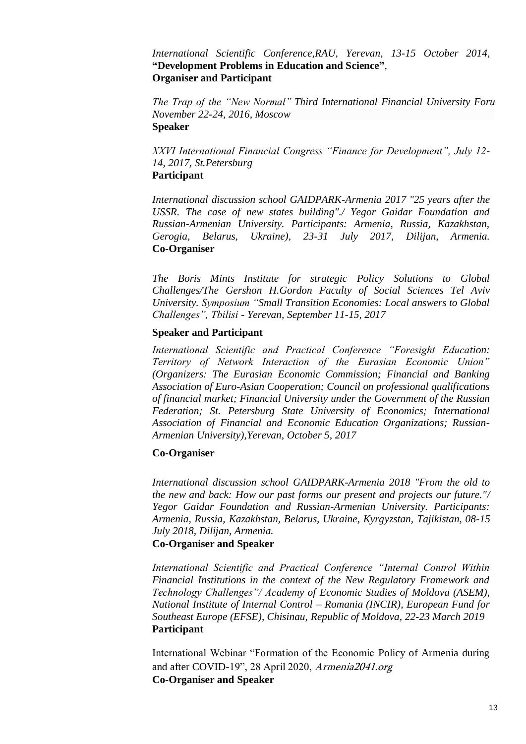*International Scientific Conference,RAU, Yerevan, 13-15 October 2014,* **"Development Problems in Education and Science"**,
**Organiser and Participant**

*The Trap of the "New Normal" Third International Financial University Foru November 22-24, 2016, Moscow*
**Speaker**

*XXVI International Financial Congress "Finance for Development", July 12-14, 2017, St.Petersburg*
**Participant**

*International discussion school GAIDPARK-Armenia 2017 "25 years after the USSR. The case of new states building"./ Yegor Gaidar Foundation and Russian-Armenian University. Participants: Armenia, Russia, Kazakhstan, Gerogia, Belarus, Ukraine), 23-31 July 2017, Dilijan, Armenia.*
**Co-Organiser**

*The Boris Mints Institute for strategic Policy Solutions to Global Challenges/The Gershon H.Gordon Faculty of Social Sciences Tel Aviv University. Symposium "Small Transition Economies: Local answers to Global Challenges", Tbilisi - Yerevan, September 11-15, 2017*

**Speaker and Participant**

*International Scientific and Practical Conference "Foresight Education: Territory of Network Interaction of the Eurasian Economic Union" (Organizers: The Eurasian Economic Commission; Financial and Banking Association of Euro-Asian Cooperation; Council on professional qualifications of financial market; Financial University under the Government of the Russian Federation; St. Petersburg State University of Economics; International Association of Financial and Economic Education Organizations; Russian-Armenian University),Yerevan, October 5, 2017*

**Co-Organiser**

*International discussion school GAIDPARK-Armenia 2018 "From the old to the new and back: How our past forms our present and projects our future."/ Yegor Gaidar Foundation and Russian-Armenian University. Participants: Armenia, Russia, Kazakhstan, Belarus, Ukraine, Kyrgyzstan, Tajikistan, 08-15 July 2018, Dilijan, Armenia.*
**Co-Organiser and Speaker**

*International Scientific and Practical Conference "Internal Control Within Financial Institutions in the context of the New Regulatory Framework and Technology Challenges"/ Academy of Economic Studies of Moldova (ASEM), National Institute of Internal Control – Romania (INCIR), European Fund for Southeast Europe (EFSE), Chisinau, Republic of Moldova, 22-23 March 2019*
**Participant**

International Webinar "Formation of the Economic Policy of Armenia during and after COVID-19", 28 April 2020, *Armenia2041.org*
**Co-Organiser and Speaker**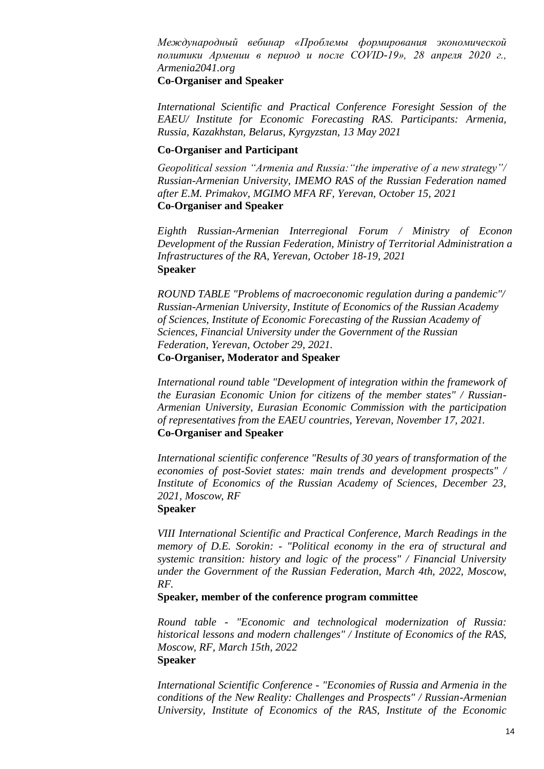*Международный вебинар «Проблемы формирования экономической политики Армении в период и после COVID-19», 28 апреля 2020 г., Armenia2041.org*
**Co-Organiser and Speaker**

*International Scientific and Practical Conference Foresight Session of the EAEU/ Institute for Economic Forecasting RAS. Participants: Armenia, Russia, Kazakhstan, Belarus, Kyrgyzstan, 13 May 2021*

**Co-Organiser and Participant**

*Geopolitical session "Armenia and Russia:"the imperative of a new strategy"/ Russian-Armenian University, IMEMO RAS of the Russian Federation named after E.M. Primakov, MGIMO MFA RF, Yerevan, October 15, 2021*
**Co-Organiser and Speaker**

*Eighth Russian-Armenian Interregional Forum / Ministry of Econon Development of the Russian Federation, Ministry of Territorial Administration a Infrastructures of the RA, Yerevan, October 18-19, 2021*
**Speaker**

*ROUND TABLE "Problems of macroeconomic regulation during a pandemic"/ Russian-Armenian University, Institute of Economics of the Russian Academy of Sciences, Institute of Economic Forecasting of the Russian Academy of Sciences, Financial University under the Government of the Russian Federation, Yerevan, October 29, 2021.*
**Co-Organiser, Moderator and Speaker**

*International round table "Development of integration within the framework of the Eurasian Economic Union for citizens of the member states" / Russian-Armenian University, Eurasian Economic Commission with the participation of representatives from the EAEU countries, Yerevan, November 17, 2021.*
**Co-Organiser and Speaker**

*International scientific conference "Results of 30 years of transformation of the economies of post-Soviet states: main trends and development prospects" / Institute of Economics of the Russian Academy of Sciences, December 23, 2021, Moscow, RF*
**Speaker**

*VIII International Scientific and Practical Conference, March Readings in the memory of D.E. Sorokin: - "Political economy in the era of structural and systemic transition: history and logic of the process" / Financial University under the Government of the Russian Federation, March 4th, 2022, Moscow, RF.*
**Speaker, member of the conference program committee**

*Round table - "Economic and technological modernization of Russia: historical lessons and modern challenges" / Institute of Economics of the RAS, Moscow, RF, March 15th, 2022*
**Speaker**

*International Scientific Conference - "Economies of Russia and Armenia in the conditions of the New Reality: Challenges and Prospects" / Russian-Armenian University, Institute of Economics of the RAS, Institute of the Economic*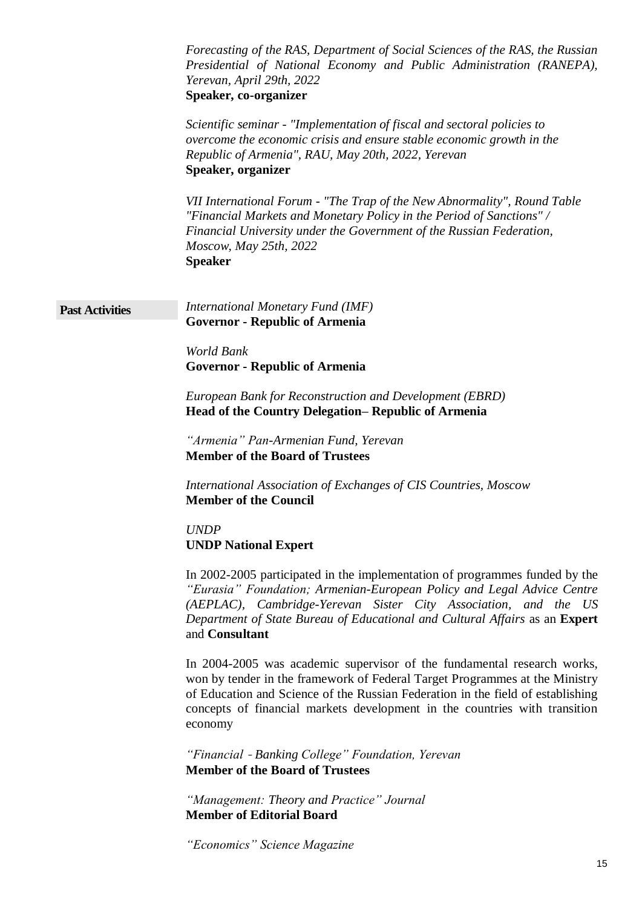*Forecasting of the RAS, Department of Social Sciences of the RAS, the Russian Presidential of National Economy and Public Administration (RANEPA), Yerevan, April 29th, 2022*
**Speaker, co-organizer**

*Scientific seminar - "Implementation of fiscal and sectoral policies to overcome the economic crisis and ensure stable economic growth in the Republic of Armenia", RAU, May 20th, 2022, Yerevan*
**Speaker, organizer**

*VII International Forum - "The Trap of the New Abnormality", Round Table "Financial Markets and Monetary Policy in the Period of Sanctions" / Financial University under the Government of the Russian Federation, Moscow, May 25th, 2022*
**Speaker**

**Past Activities**

*International Monetary Fund (IMF)*
**Governor - Republic of Armenia**

*World Bank*
**Governor - Republic of Armenia**

*European Bank for Reconstruction and Development (EBRD)*
**Head of the Country Delegation– Republic of Armenia**

*"Armenia" Pan-Armenian Fund, Yerevan*
**Member of the Board of Trustees**

*International Association of Exchanges of CIS Countries, Moscow*
**Member of the Council**

*UNDP*
**UNDP National Expert**

In 2002-2005 participated in the implementation of programmes funded by the *"Eurasia" Foundation; Armenian-European Policy and Legal Advice Centre (AEPLAC), Cambridge-Yerevan Sister City Association, and the US Department of State Bureau of Educational and Cultural Affairs* as an **Expert** and **Consultant**

In 2004-2005 was academic supervisor of the fundamental research works, won by tender in the framework of Federal Target Programmes at the Ministry of Education and Science of the Russian Federation in the field of establishing concepts of financial markets development in the countries with transition economy

*"Financial - Banking College" Foundation, Yerevan*
**Member of the Board of Trustees**

*"Management: Theory and Practice" Journal*
**Member of Editorial Board**

*"Economics" Science Magazine*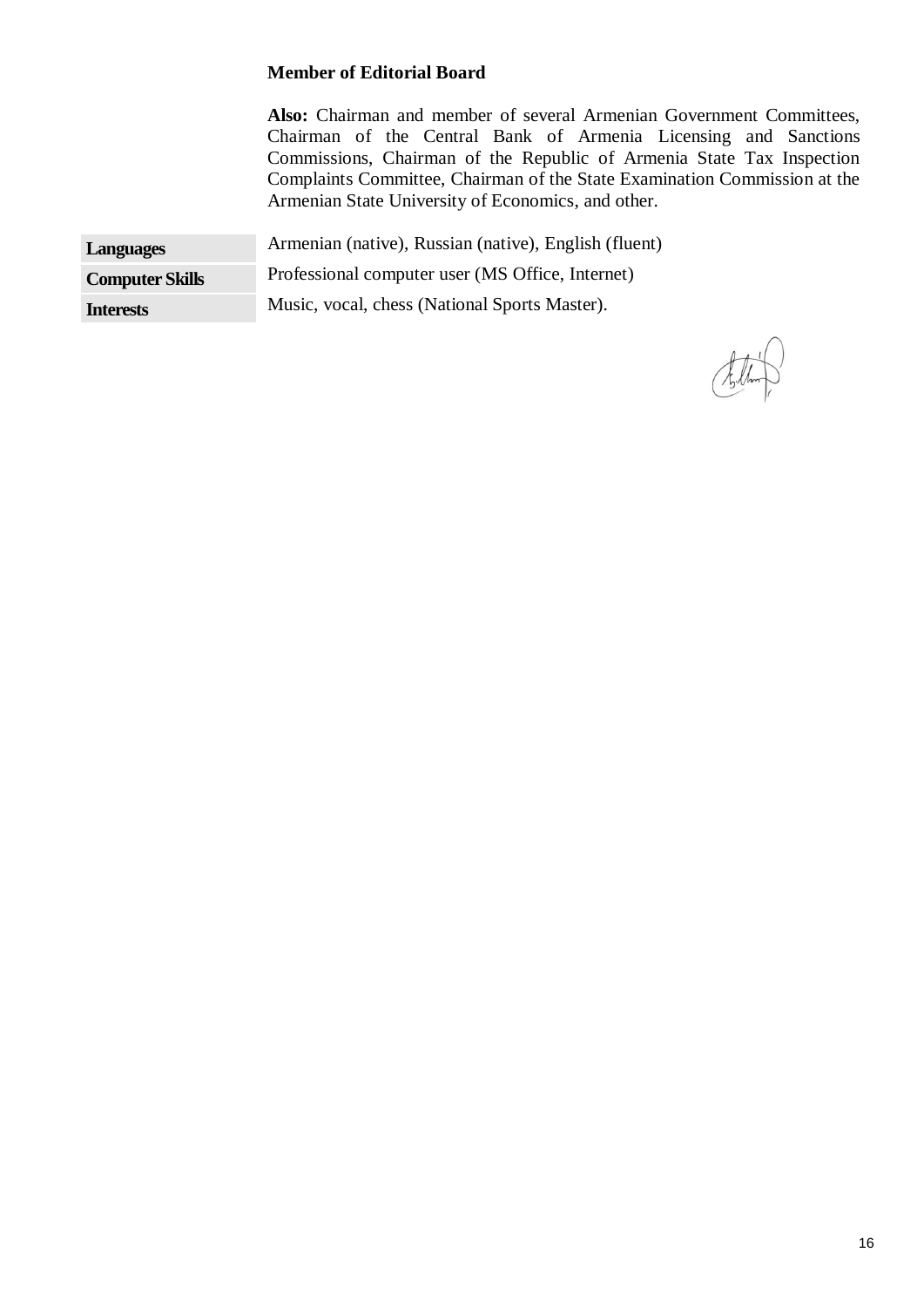**Member of Editorial Board**

**Also:** Chairman and member of several Armenian Government Committees, Chairman of the Central Bank of Armenia Licensing and Sanctions Commissions, Chairman of the Republic of Armenia State Tax Inspection Complaints Committee, Chairman of the State Examination Commission at the Armenian State University of Economics, and other.

| | |
|---|---|
| **Languages** | Armenian (native), Russian (native), English (fluent) |
| **Computer Skills** | Professional computer user (MS Office, Internet) |
| **Interests** | Music, vocal, chess (National Sports Master). |